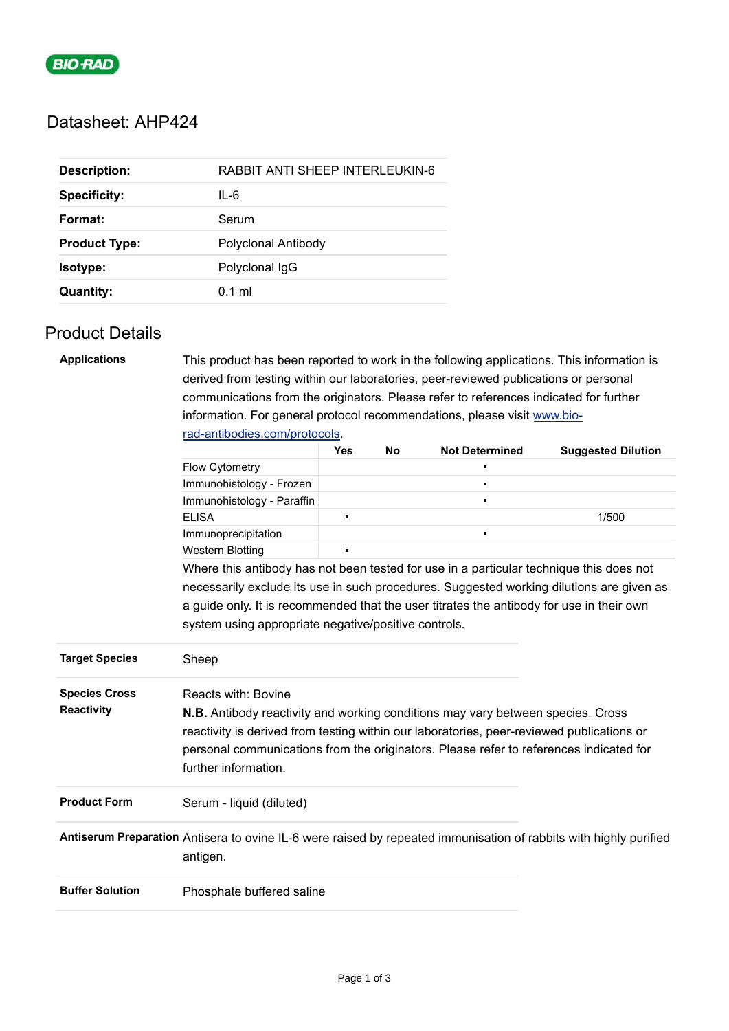BIO-RAD

# Datasheet: AHP424

| | |
|---|---|
| **Description:** | RABBIT ANTI SHEEP INTERLEUKIN-6 |
| **Specificity:** | IL-6 |
| **Format:** | Serum |
| **Product Type:** | Polyclonal Antibody |
| **Isotype:** | Polyclonal IgG |
| **Quantity:** | 0.1 ml |

## Product Details

**Applications**

This product has been reported to work in the following applications. This information is derived from testing within our laboratories, peer-reviewed publications or personal communications from the originators. Please refer to references indicated for further information. For general protocol recommendations, please visit [www.bio-rad-antibodies.com/protocols](www.bio-rad-antibodies.com/protocols).

| | Yes | No | Not Determined | Suggested Dilution |
|---|---|---|---|---|
| Flow Cytometry | | | ▪ | |
| Immunohistology - Frozen | | | ▪ | |
| Immunohistology - Paraffin | | | ▪ | |
| ELISA | ▪ | | | 1/500 |
| Immunoprecipitation | | | ▪ | |
| Western Blotting | ▪ | | | |

Where this antibody has not been tested for use in a particular technique this does not necessarily exclude its use in such procedures. Suggested working dilutions are given as a guide only. It is recommended that the user titrates the antibody for use in their own system using appropriate negative/positive controls.

**Target Species**

Sheep

**Species Cross Reactivity**

Reacts with: Bovine

**N.B.** Antibody reactivity and working conditions may vary between species. Cross reactivity is derived from testing within our laboratories, peer-reviewed publications or personal communications from the originators. Please refer to references indicated for further information.

**Product Form**

Serum - liquid (diluted)

**Antiserum Preparation**

Antisera to ovine IL-6 were raised by repeated immunisation of rabbits with highly purified antigen.

**Buffer Solution**

Phosphate buffered saline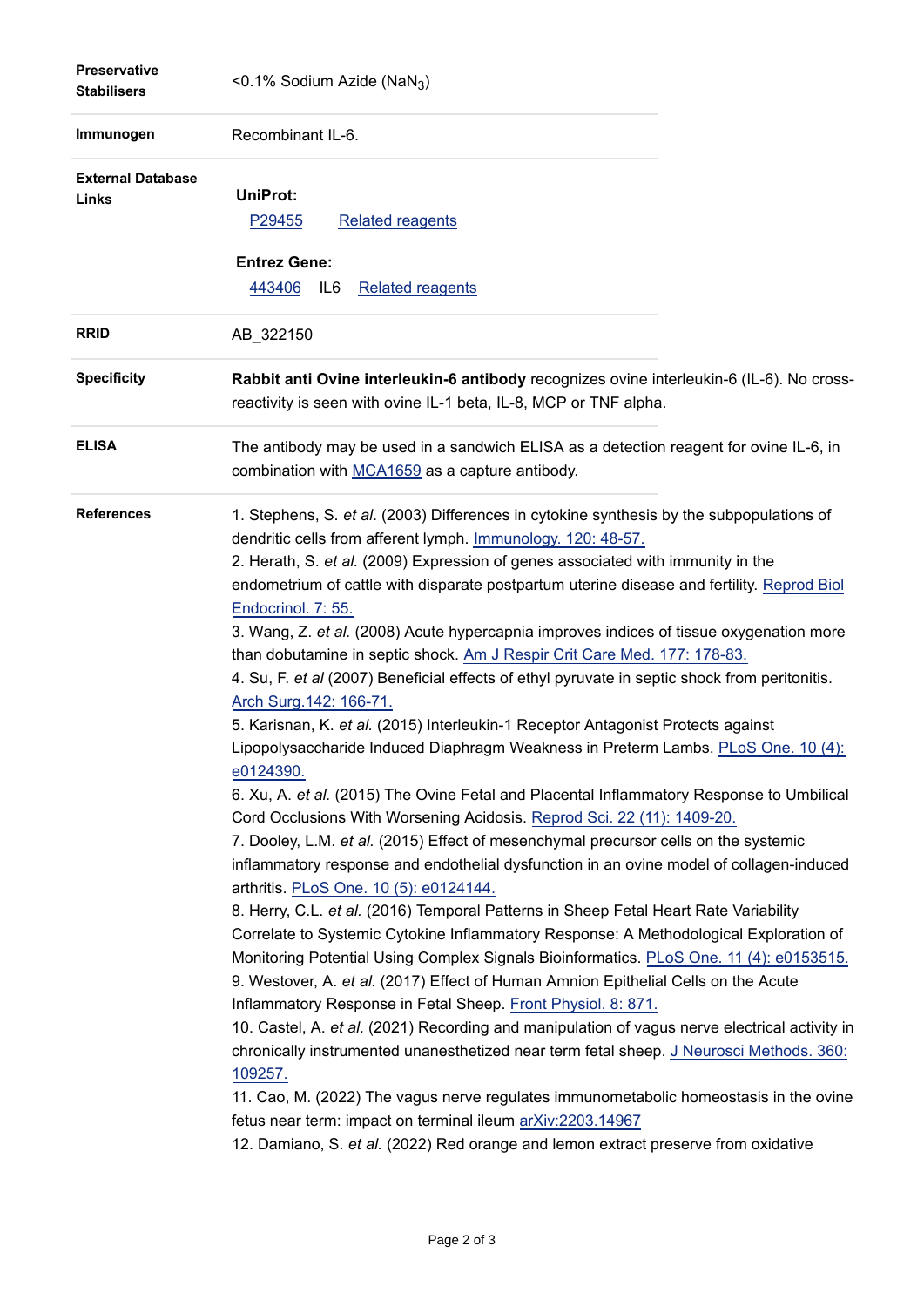| | |
|---|---|
| **Preservative Stabilisers** | <0.1% Sodium Azide ($NaN_3$) |
| **Immunogen** | Recombinant IL-6. |
| **External Database Links** | **UniProt:**<br>P29455 Related reagents<br><br>**Entrez Gene:**<br>443406 IL6 Related reagents |
| **RRID** | AB_322150 |
| **Specificity** | **Rabbit anti Ovine interleukin-6 antibody** recognizes ovine interleukin-6 (IL-6). No cross-reactivity is seen with ovine IL-1 beta, IL-8, MCP or TNF alpha. |
| **ELISA** | The antibody may be used in a sandwich ELISA as a detection reagent for ovine IL-6, in combination with MCA1659 as a capture antibody. |

**References**

1. Stephens, S. *et al*. (2003) Differences in cytokine synthesis by the subpopulations of dendritic cells from afferent lymph. Immunology. 120: 48-57.
2. Herath, S. *et al.* (2009) Expression of genes associated with immunity in the endometrium of cattle with disparate postpartum uterine disease and fertility. Reprod Biol Endocrinol. 7: 55.
3. Wang, Z. *et al.* (2008) Acute hypercapnia improves indices of tissue oxygenation more than dobutamine in septic shock. Am J Respir Crit Care Med. 177: 178-83.
4. Su, F. *et al* (2007) Beneficial effects of ethyl pyruvate in septic shock from peritonitis. Arch Surg.142: 166-71.
5. Karisnan, K. *et al.* (2015) Interleukin-1 Receptor Antagonist Protects against Lipopolysaccharide Induced Diaphragm Weakness in Preterm Lambs. PLoS One. 10 (4): e0124390.
6. Xu, A. *et al.* (2015) The Ovine Fetal and Placental Inflammatory Response to Umbilical Cord Occlusions With Worsening Acidosis. Reprod Sci. 22 (11): 1409-20.
7. Dooley, L.M. *et al.* (2015) Effect of mesenchymal precursor cells on the systemic inflammatory response and endothelial dysfunction in an ovine model of collagen-induced arthritis. PLoS One. 10 (5): e0124144.
8. Herry, C.L. *et al.* (2016) Temporal Patterns in Sheep Fetal Heart Rate Variability Correlate to Systemic Cytokine Inflammatory Response: A Methodological Exploration of Monitoring Potential Using Complex Signals Bioinformatics. PLoS One. 11 (4): e0153515.
9. Westover, A. *et al.* (2017) Effect of Human Amnion Epithelial Cells on the Acute Inflammatory Response in Fetal Sheep. Front Physiol. 8: 871.
10. Castel, A. *et al.* (2021) Recording and manipulation of vagus nerve electrical activity in chronically instrumented unanesthetized near term fetal sheep. J Neurosci Methods. 360: 109257.
11. Cao, M. (2022) The vagus nerve regulates immunometabolic homeostasis in the ovine fetus near term: impact on terminal ileum arXiv:2203.14967
12. Damiano, S. *et al.* (2022) Red orange and lemon extract preserve from oxidative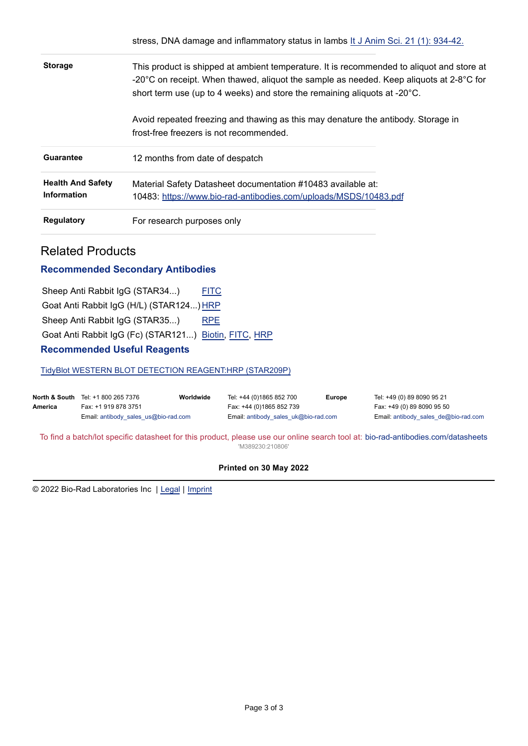stress, DNA damage and inflammatory status in lambs It J Anim Sci. 21 (1): 934-42.

| | |
|---|---|
| **Storage** | This product is shipped at ambient temperature. It is recommended to aliquot and store at -20°C on receipt. When thawed, aliquot the sample as needed. Keep aliquots at 2-8°C for short term use (up to 4 weeks) and store the remaining aliquots at -20°C.<br><br>Avoid repeated freezing and thawing as this may denature the antibody. Storage in frost-free freezers is not recommended. |
| **Guarantee** | 12 months from date of despatch |
| **Health And Safety Information** | Material Safety Datasheet documentation #10483 available at:<br>10483: https://www.bio-rad-antibodies.com/uploads/MSDS/10483.pdf |
| **Regulatory** | For research purposes only |

## Related Products

### Recommended Secondary Antibodies

| | |
|---|---|
| Sheep Anti Rabbit IgG (STAR34...) | FITC |
| Goat Anti Rabbit IgG (H/L) (STAR124...) | HRP |
| Sheep Anti Rabbit IgG (STAR35...) | RPE |
| Goat Anti Rabbit IgG (Fc) (STAR121...) | Biotin, FITC, HRP |

### Recommended Useful Reagents

TidyBlot WESTERN BLOT DETECTION REAGENT:HRP (STAR209P)

| | | | | | |
|---|---|---|---|---|---|
| **North & South America** | Tel: +1 800 265 7376<br>Fax: +1 919 878 3751<br>Email: antibody_sales_us@bio-rad.com | **Worldwide** | Tel: +44 (0)1865 852 700<br>Fax: +44 (0)1865 852 739<br>Email: antibody_sales_uk@bio-rad.com | **Europe** | Tel: +49 (0) 89 8090 95 21<br>Fax: +49 (0) 89 8090 95 50<br>Email: antibody_sales_de@bio-rad.com |

To find a batch/lot specific datasheet for this product, please use our online search tool at: bio-rad-antibodies.com/datasheets

'M389230:210806'

**Printed on 30 May 2022**

© 2022 Bio-Rad Laboratories Inc | Legal | Imprint